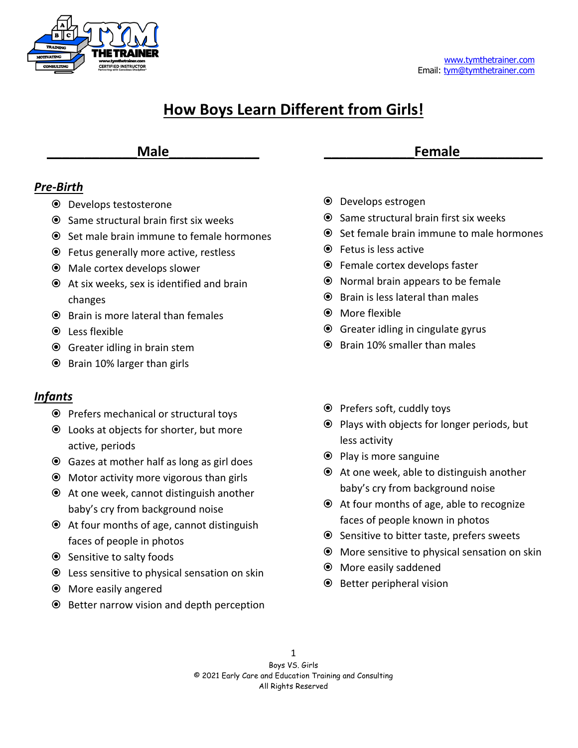www.tymthetrainer.com
Email: tym@tymthetrainer.com

# How Boys Learn Different from Girls!

## Male

### *Pre-Birth*

- Develops testosterone
- Same structural brain first six weeks
- Set male brain immune to female hormones
- Fetus generally more active, restless
- Male cortex develops slower
- At six weeks, sex is identified and brain changes
- Brain is more lateral than females
- Less flexible
- Greater idling in brain stem
- Brain 10% larger than girls

### *Infants*

- Prefers mechanical or structural toys
- Looks at objects for shorter, but more active, periods
- Gazes at mother half as long as girl does
- Motor activity more vigorous than girls
- At one week, cannot distinguish another baby's cry from background noise
- At four months of age, cannot distinguish faces of people in photos
- Sensitive to salty foods
- Less sensitive to physical sensation on skin
- More easily angered
- Better narrow vision and depth perception

## Female

### *Pre-Birth*

- Develops estrogen
- Same structural brain first six weeks
- Set female brain immune to male hormones
- Fetus is less active
- Female cortex develops faster
- Normal brain appears to be female
- Brain is less lateral than males
- More flexible
- Greater idling in cingulate gyrus
- Brain 10% smaller than males

### *Infants*

- Prefers soft, cuddly toys
- Plays with objects for longer periods, but less activity
- Play is more sanguine
- At one week, able to distinguish another baby's cry from background noise
- At four months of age, able to recognize faces of people known in photos
- Sensitive to bitter taste, prefers sweets
- More sensitive to physical sensation on skin
- More easily saddened
- Better peripheral vision

Boys VS. Girls
© 2021 Early Care and Education Training and Consulting
All Rights Reserved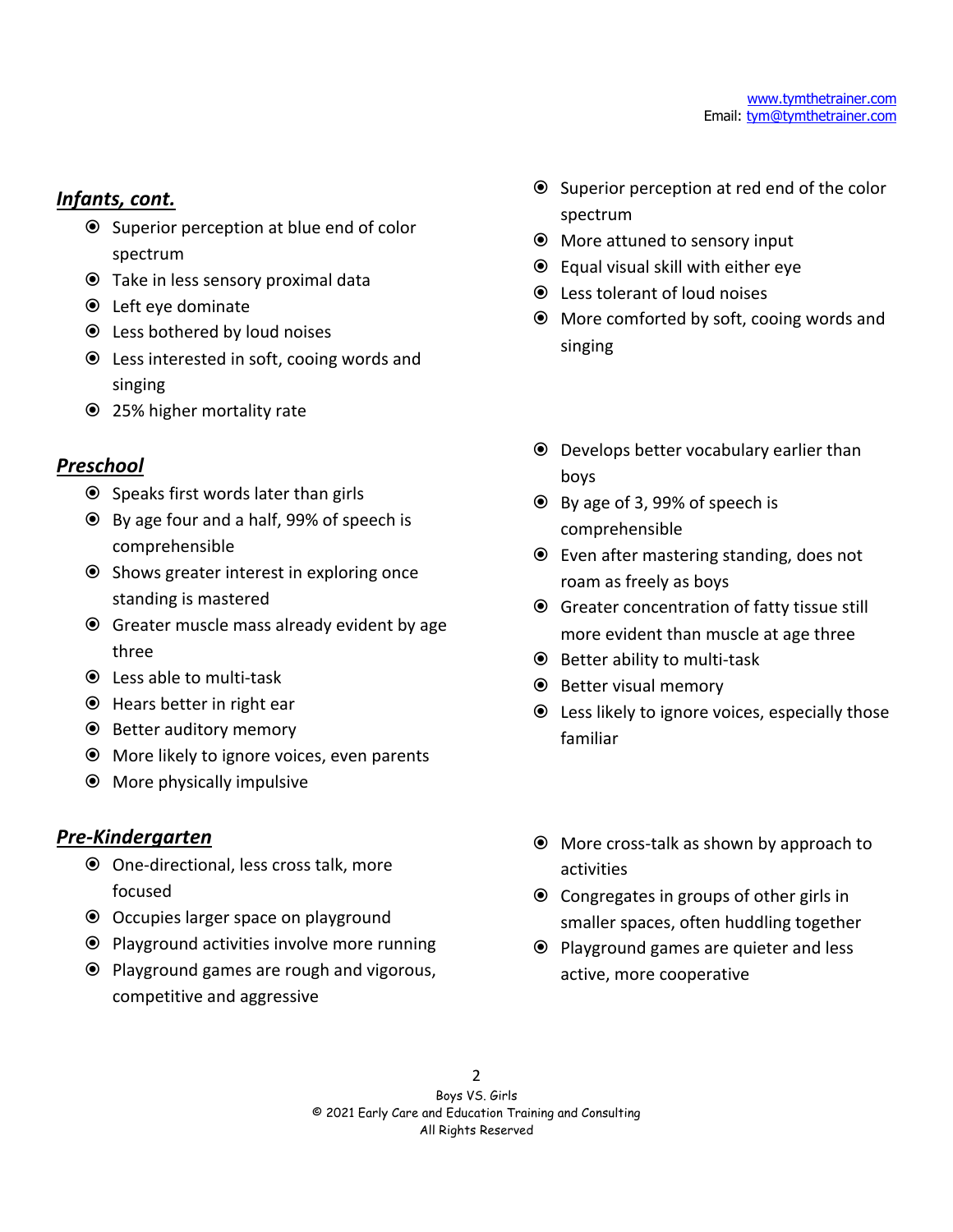### *Infants, cont.*

- Superior perception at blue end of color spectrum
- Take in less sensory proximal data
- Left eye dominate
- Less bothered by loud noises
- Less interested in soft, cooing words and singing
- 25% higher mortality rate

- Superior perception at red end of the color spectrum
- More attuned to sensory input
- Equal visual skill with either eye
- Less tolerant of loud noises
- More comforted by soft, cooing words and singing

### *Preschool*

- Speaks first words later than girls
- By age four and a half, 99% of speech is comprehensible
- Shows greater interest in exploring once standing is mastered
- Greater muscle mass already evident by age three
- Less able to multi-task
- Hears better in right ear
- Better auditory memory
- More likely to ignore voices, even parents
- More physically impulsive

- Develops better vocabulary earlier than boys
- By age of 3, 99% of speech is comprehensible
- Even after mastering standing, does not roam as freely as boys
- Greater concentration of fatty tissue still more evident than muscle at age three
- Better ability to multi-task
- Better visual memory
- Less likely to ignore voices, especially those familiar

### *Pre-Kindergarten*

- One-directional, less cross talk, more focused
- Occupies larger space on playground
- Playground activities involve more running
- Playground games are rough and vigorous, competitive and aggressive

- More cross-talk as shown by approach to activities
- Congregates in groups of other girls in smaller spaces, often huddling together
- Playground games are quieter and less active, more cooperative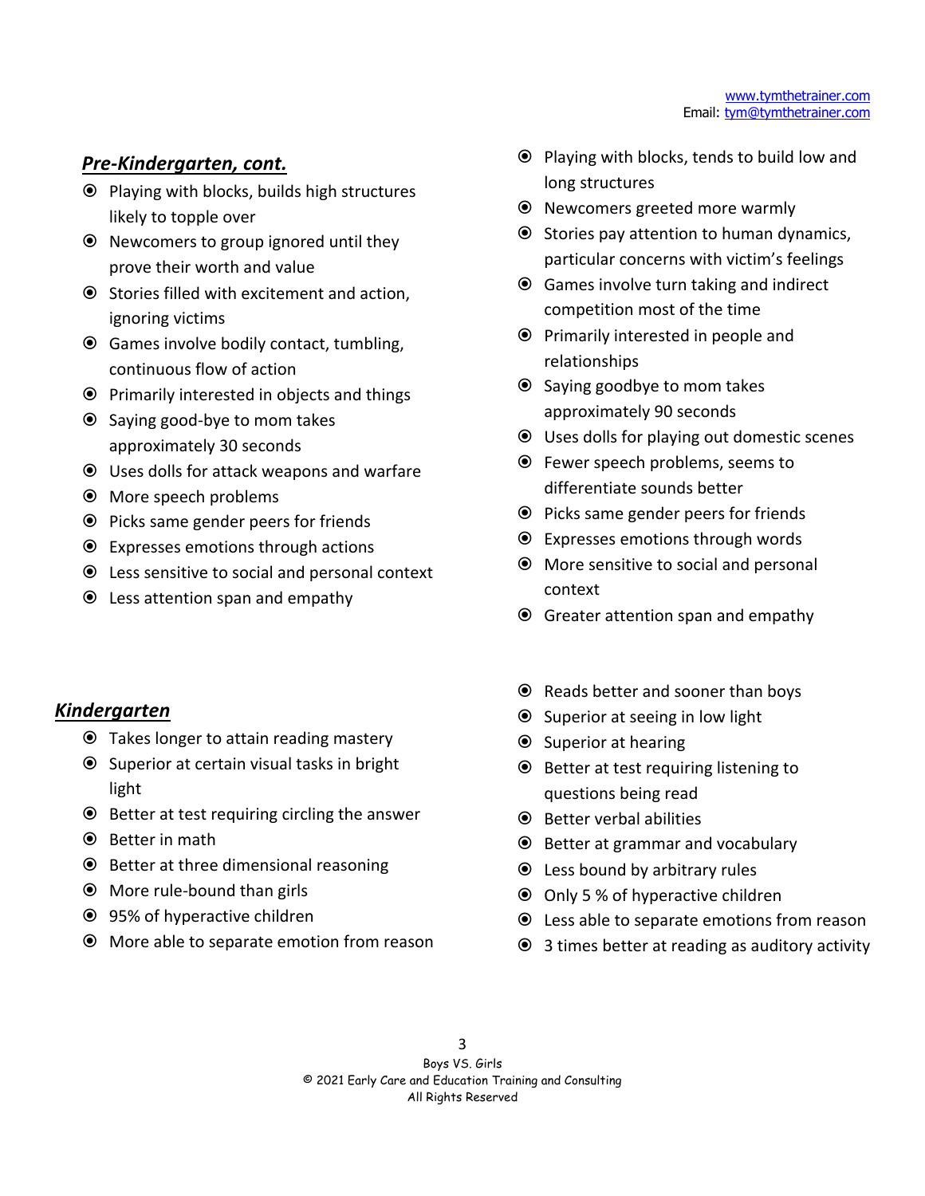## *Pre-Kindergarten, cont.*

- Playing with blocks, builds high structures likely to topple over
- Newcomers to group ignored until they prove their worth and value
- Stories filled with excitement and action, ignoring victims
- Games involve bodily contact, tumbling, continuous flow of action
- Primarily interested in objects and things
- Saying good-bye to mom takes approximately 30 seconds
- Uses dolls for attack weapons and warfare
- More speech problems
- Picks same gender peers for friends
- Expresses emotions through actions
- Less sensitive to social and personal context
- Less attention span and empathy

- Playing with blocks, tends to build low and long structures
- Newcomers greeted more warmly
- Stories pay attention to human dynamics, particular concerns with victim's feelings
- Games involve turn taking and indirect competition most of the time
- Primarily interested in people and relationships
- Saying goodbye to mom takes approximately 90 seconds
- Uses dolls for playing out domestic scenes
- Fewer speech problems, seems to differentiate sounds better
- Picks same gender peers for friends
- Expresses emotions through words
- More sensitive to social and personal context
- Greater attention span and empathy

## *Kindergarten*

- Takes longer to attain reading mastery
- Superior at certain visual tasks in bright light
- Better at test requiring circling the answer
- Better in math
- Better at three dimensional reasoning
- More rule-bound than girls
- 95% of hyperactive children
- More able to separate emotion from reason

- Reads better and sooner than boys
- Superior at seeing in low light
- Superior at hearing
- Better at test requiring listening to questions being read
- Better verbal abilities
- Better at grammar and vocabulary
- Less bound by arbitrary rules
- Only 5 % of hyperactive children
- Less able to separate emotions from reason
- 3 times better at reading as auditory activity